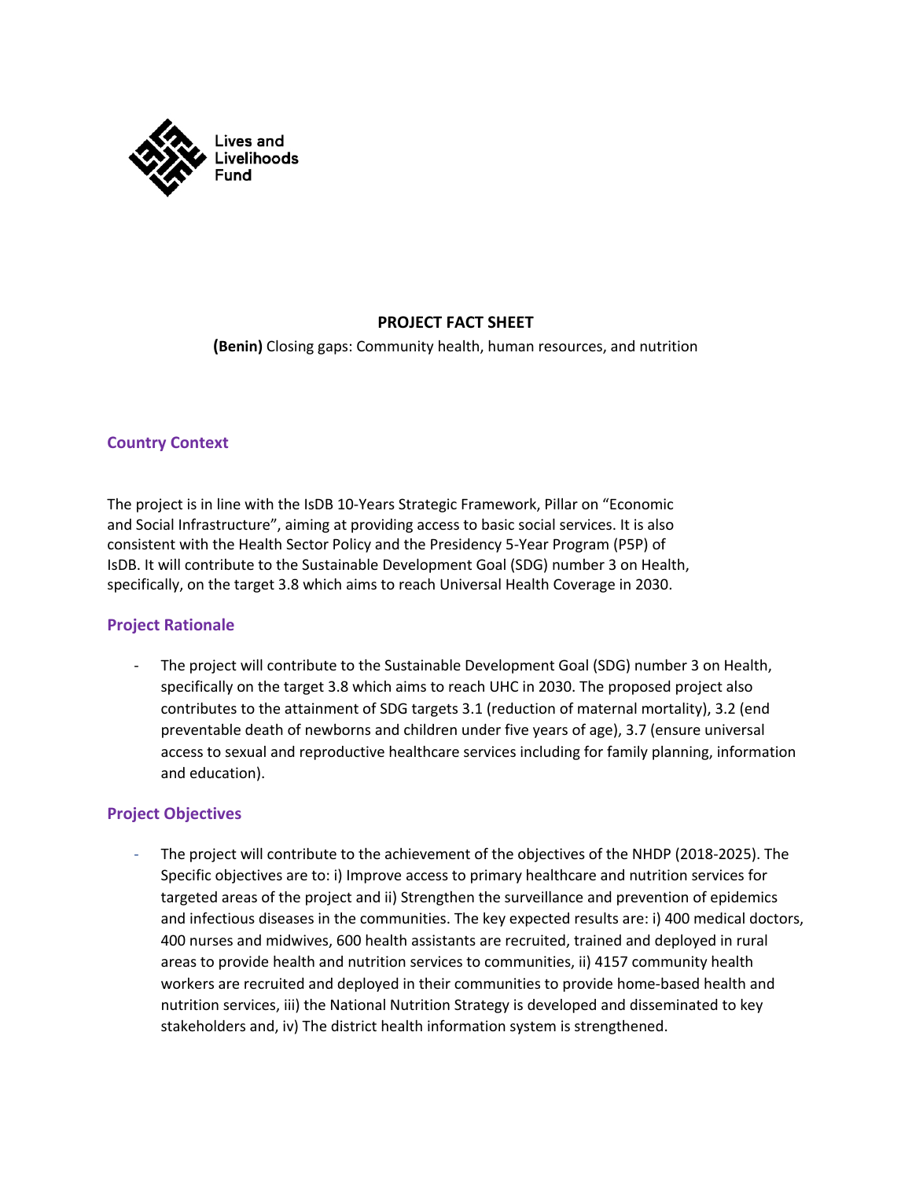Lives and Livelihoods Fund

**PROJECT FACT SHEET**

**(Benin)** Closing gaps: Community health, human resources, and nutrition

## Country Context

The project is in line with the IsDB 10-Years Strategic Framework, Pillar on "Economic and Social Infrastructure", aiming at providing access to basic social services. It is also consistent with the Health Sector Policy and the Presidency 5-Year Program (P5P) of IsDB. It will contribute to the Sustainable Development Goal (SDG) number 3 on Health, specifically, on the target 3.8 which aims to reach Universal Health Coverage in 2030.

## Project Rationale

- The project will contribute to the Sustainable Development Goal (SDG) number 3 on Health, specifically on the target 3.8 which aims to reach UHC in 2030. The proposed project also contributes to the attainment of SDG targets 3.1 (reduction of maternal mortality), 3.2 (end preventable death of newborns and children under five years of age), 3.7 (ensure universal access to sexual and reproductive healthcare services including for family planning, information and education).

## Project Objectives

- The project will contribute to the achievement of the objectives of the NHDP (2018-2025). The Specific objectives are to: i) Improve access to primary healthcare and nutrition services for targeted areas of the project and ii) Strengthen the surveillance and prevention of epidemics and infectious diseases in the communities. The key expected results are: i) 400 medical doctors, 400 nurses and midwives, 600 health assistants are recruited, trained and deployed in rural areas to provide health and nutrition services to communities, ii) 4157 community health workers are recruited and deployed in their communities to provide home-based health and nutrition services, iii) the National Nutrition Strategy is developed and disseminated to key stakeholders and, iv) The district health information system is strengthened.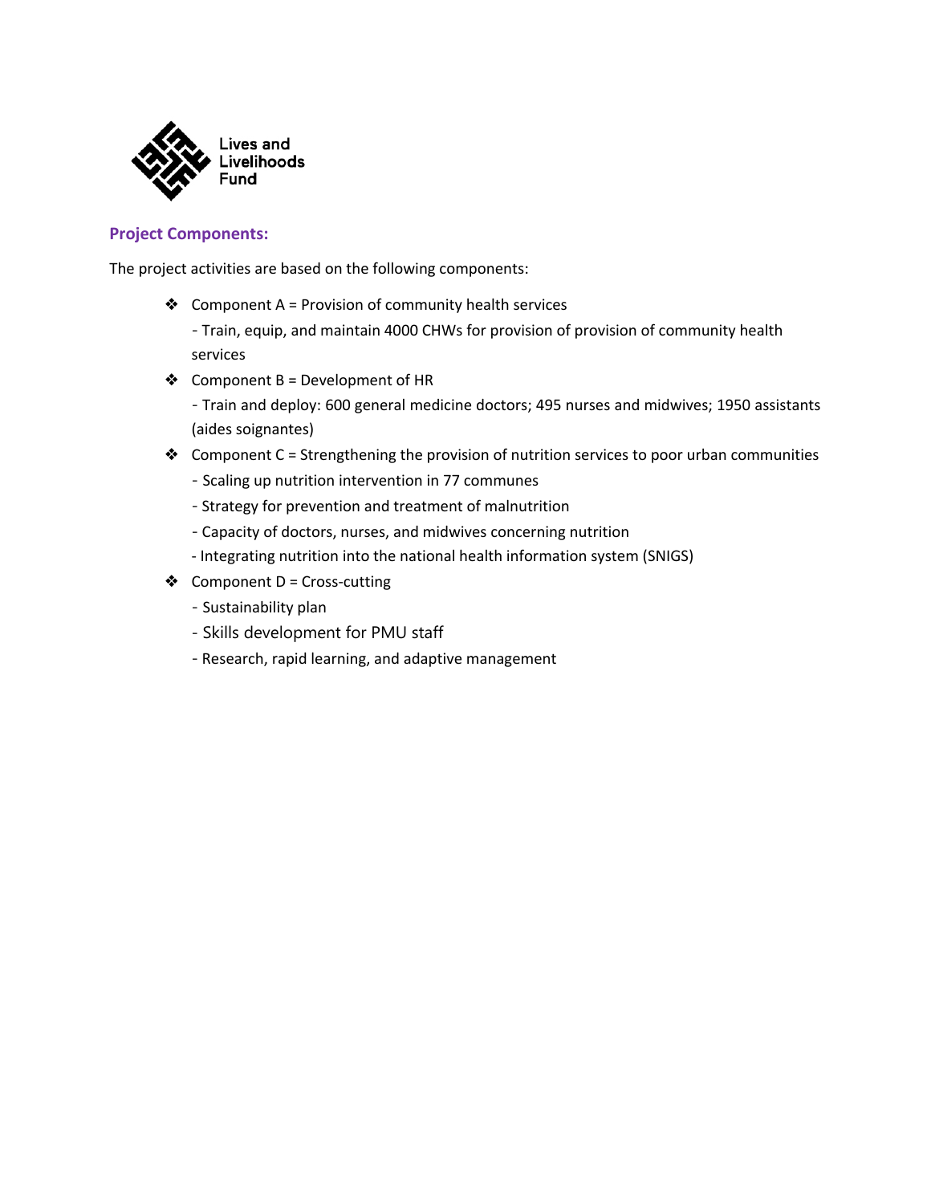## Project Components:

The project activities are based on the following components:

- Component A = Provision of community health services
  - Train, equip, and maintain 4000 CHWs for provision of provision of community health services
- Component B = Development of HR
  - Train and deploy: 600 general medicine doctors; 495 nurses and midwives; 1950 assistants (aides soignantes)
- Component C = Strengthening the provision of nutrition services to poor urban communities
  - Scaling up nutrition intervention in 77 communes
  - Strategy for prevention and treatment of malnutrition
  - Capacity of doctors, nurses, and midwives concerning nutrition
  - Integrating nutrition into the national health information system (SNIGS)
- Component D = Cross-cutting
  - Sustainability plan
  - Skills development for PMU staff
  - Research, rapid learning, and adaptive management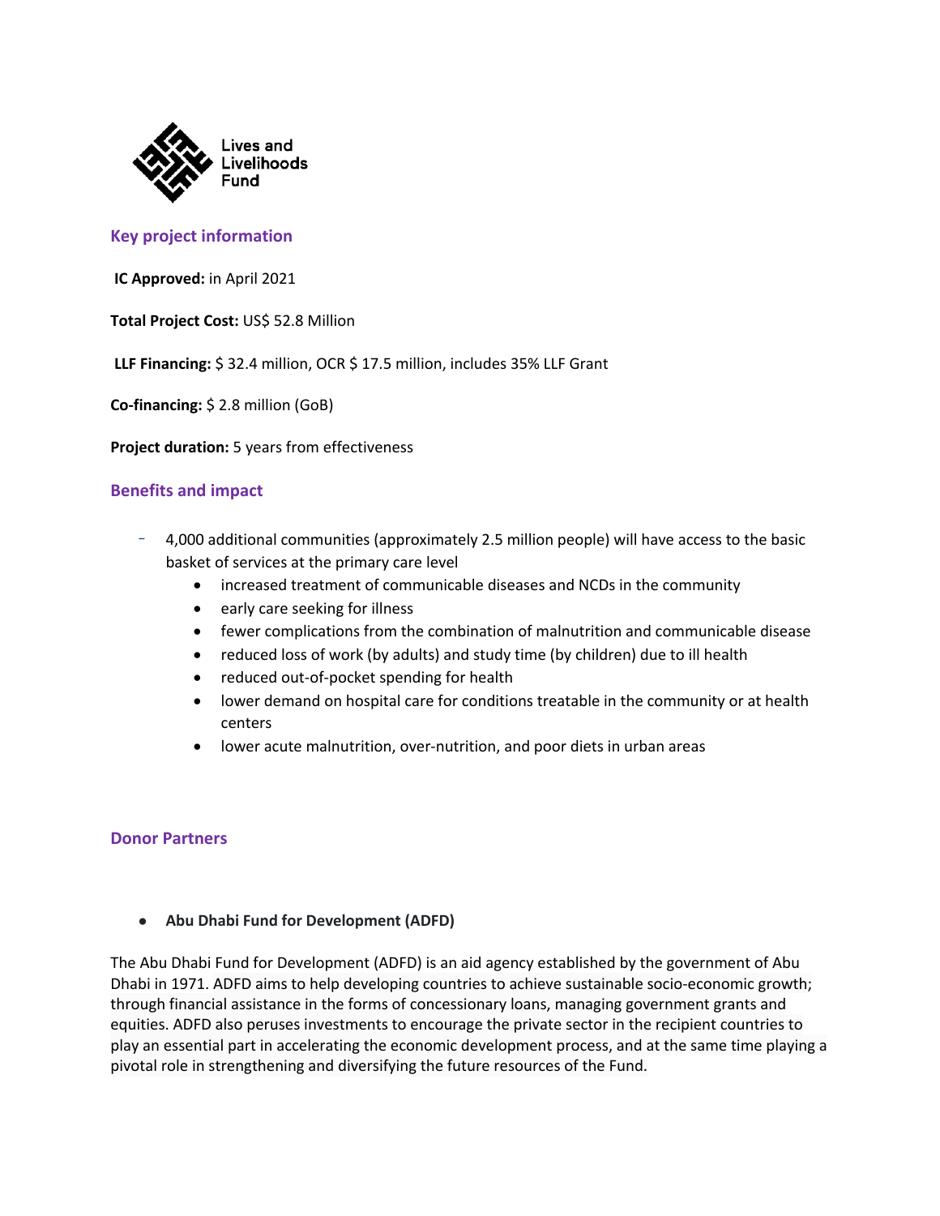Lives and Livelihoods Fund

## Key project information

**IC Approved:** in April 2021

**Total Project Cost:** US$ 52.8 Million

**LLF Financing:** $ 32.4 million, OCR $ 17.5 million, includes 35% LLF Grant

**Co-financing:** $ 2.8 million (GoB)

**Project duration:** 5 years from effectiveness

## Benefits and impact

- 4,000 additional communities (approximately 2.5 million people) will have access to the basic basket of services at the primary care level
  - increased treatment of communicable diseases and NCDs in the community
  - early care seeking for illness
  - fewer complications from the combination of malnutrition and communicable disease
  - reduced loss of work (by adults) and study time (by children) due to ill health
  - reduced out-of-pocket spending for health
  - lower demand on hospital care for conditions treatable in the community or at health centers
  - lower acute malnutrition, over-nutrition, and poor diets in urban areas

## Donor Partners

- **Abu Dhabi Fund for Development (ADFD)**

The Abu Dhabi Fund for Development (ADFD) is an aid agency established by the government of Abu Dhabi in 1971. ADFD aims to help developing countries to achieve sustainable socio-economic growth; through financial assistance in the forms of concessionary loans, managing government grants and equities. ADFD also peruses investments to encourage the private sector in the recipient countries to play an essential part in accelerating the economic development process, and at the same time playing a pivotal role in strengthening and diversifying the future resources of the Fund.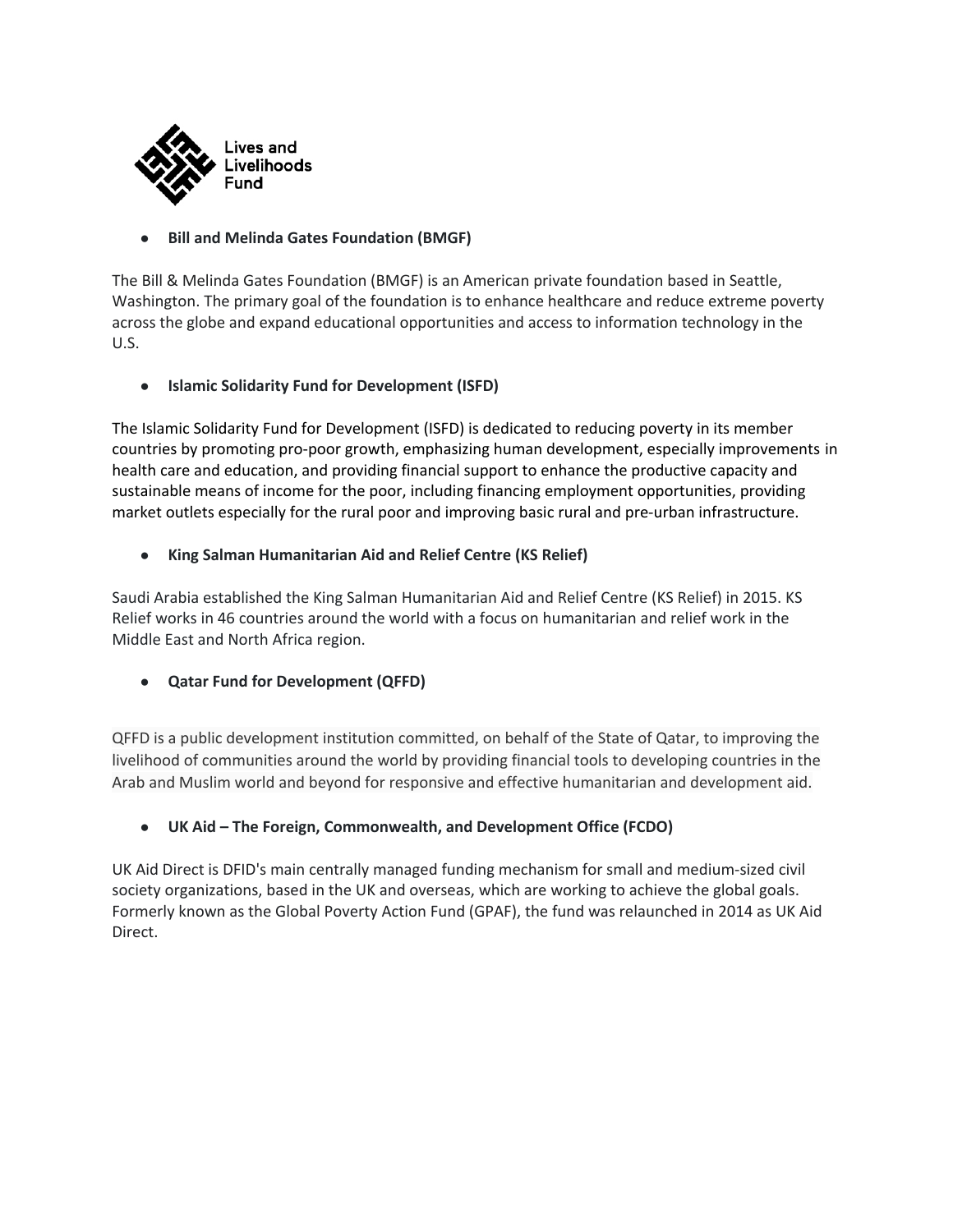Lives and Livelihoods Fund

- **Bill and Melinda Gates Foundation (BMGF)**

The Bill & Melinda Gates Foundation (BMGF) is an American private foundation based in Seattle, Washington. The primary goal of the foundation is to enhance healthcare and reduce extreme poverty across the globe and expand educational opportunities and access to information technology in the U.S.

- **Islamic Solidarity Fund for Development (ISFD)**

The Islamic Solidarity Fund for Development (ISFD) is dedicated to reducing poverty in its member countries by promoting pro-poor growth, emphasizing human development, especially improvements in health care and education, and providing financial support to enhance the productive capacity and sustainable means of income for the poor, including financing employment opportunities, providing market outlets especially for the rural poor and improving basic rural and pre-urban infrastructure.

- **King Salman Humanitarian Aid and Relief Centre (KS Relief)**

Saudi Arabia established the King Salman Humanitarian Aid and Relief Centre (KS Relief) in 2015. KS Relief works in 46 countries around the world with a focus on humanitarian and relief work in the Middle East and North Africa region.

- **Qatar Fund for Development (QFFD)**

QFFD is a public development institution committed, on behalf of the State of Qatar, to improving the livelihood of communities around the world by providing financial tools to developing countries in the Arab and Muslim world and beyond for responsive and effective humanitarian and development aid.

- **UK Aid – The Foreign, Commonwealth, and Development Office (FCDO)**

UK Aid Direct is DFID's main centrally managed funding mechanism for small and medium-sized civil society organizations, based in the UK and overseas, which are working to achieve the global goals. Formerly known as the Global Poverty Action Fund (GPAF), the fund was relaunched in 2014 as UK Aid Direct.